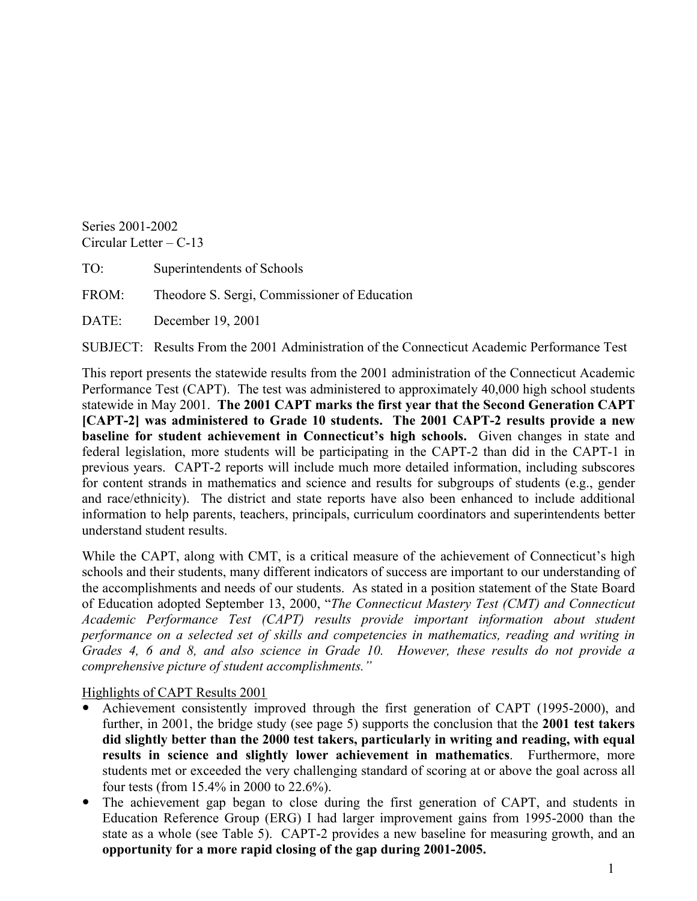Series 2001-2002
Circular Letter – C-13

TO: Superintendents of Schools

FROM: Theodore S. Sergi, Commissioner of Education

DATE: December 19, 2001

SUBJECT: Results From the 2001 Administration of the Connecticut Academic Performance Test

This report presents the statewide results from the 2001 administration of the Connecticut Academic Performance Test (CAPT). The test was administered to approximately 40,000 high school students statewide in May 2001. **The 2001 CAPT marks the first year that the Second Generation CAPT [CAPT-2] was administered to Grade 10 students. The 2001 CAPT-2 results provide a new baseline for student achievement in Connecticut's high schools.** Given changes in state and federal legislation, more students will be participating in the CAPT-2 than did in the CAPT-1 in previous years. CAPT-2 reports will include much more detailed information, including subscores for content strands in mathematics and science and results for subgroups of students (e.g., gender and race/ethnicity). The district and state reports have also been enhanced to include additional information to help parents, teachers, principals, curriculum coordinators and superintendents better understand student results.

While the CAPT, along with CMT, is a critical measure of the achievement of Connecticut's high schools and their students, many different indicators of success are important to our understanding of the accomplishments and needs of our students. As stated in a position statement of the State Board of Education adopted September 13, 2000, "*The Connecticut Mastery Test (CMT) and Connecticut Academic Performance Test (CAPT) results provide important information about student performance on a selected set of skills and competencies in mathematics, reading and writing in Grades 4, 6 and 8, and also science in Grade 10. However, these results do not provide a comprehensive picture of student accomplishments.*"

Highlights of CAPT Results 2001

- Achievement consistently improved through the first generation of CAPT (1995-2000), and further, in 2001, the bridge study (see page 5) supports the conclusion that the **2001 test takers did slightly better than the 2000 test takers, particularly in writing and reading, with equal results in science and slightly lower achievement in mathematics**. Furthermore, more students met or exceeded the very challenging standard of scoring at or above the goal across all four tests (from 15.4% in 2000 to 22.6%).
- The achievement gap began to close during the first generation of CAPT, and students in Education Reference Group (ERG) I had larger improvement gains from 1995-2000 than the state as a whole (see Table 5). CAPT-2 provides a new baseline for measuring growth, and an **opportunity for a more rapid closing of the gap during 2001-2005.**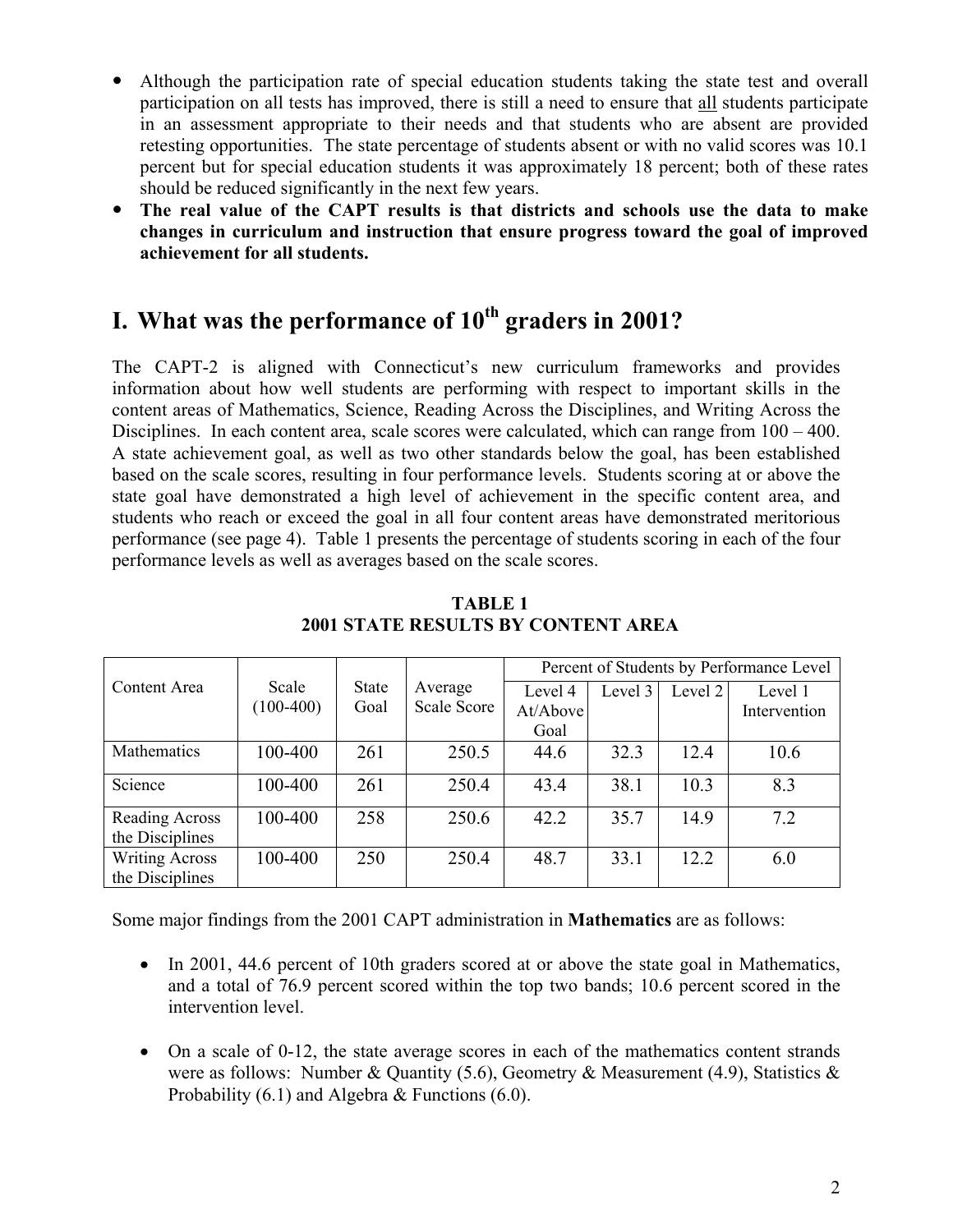- Although the participation rate of special education students taking the state test and overall participation on all tests has improved, there is still a need to ensure that <u>all</u> students participate in an assessment appropriate to their needs and that students who are absent are provided retesting opportunities. The state percentage of students absent or with no valid scores was 10.1 percent but for special education students it was approximately 18 percent; both of these rates should be reduced significantly in the next few years.
- **The real value of the CAPT results is that districts and schools use the data to make changes in curriculum and instruction that ensure progress toward the goal of improved achievement for all students.**

# I. What was the performance of 10th graders in 2001?

The CAPT-2 is aligned with Connecticut's new curriculum frameworks and provides information about how well students are performing with respect to important skills in the content areas of Mathematics, Science, Reading Across the Disciplines, and Writing Across the Disciplines. In each content area, scale scores were calculated, which can range from 100 – 400. A state achievement goal, as well as two other standards below the goal, has been established based on the scale scores, resulting in four performance levels. Students scoring at or above the state goal have demonstrated a high level of achievement in the specific content area, and students who reach or exceed the goal in all four content areas have demonstrated meritorious performance (see page 4). Table 1 presents the percentage of students scoring in each of the four performance levels as well as averages based on the scale scores.

**TABLE 1**
**2001 STATE RESULTS BY CONTENT AREA**

| Content Area | Scale (100-400) | State Goal | Average Scale Score | Percent of Students by Performance Level | | | |
|---|---|---|---|---|---|---|---|
| | | | | Level 4 At/Above Goal | Level 3 | Level 2 | Level 1 Intervention |
| Mathematics | 100-400 | 261 | 250.5 | 44.6 | 32.3 | 12.4 | 10.6 |
| Science | 100-400 | 261 | 250.4 | 43.4 | 38.1 | 10.3 | 8.3 |
| Reading Across the Disciplines | 100-400 | 258 | 250.6 | 42.2 | 35.7 | 14.9 | 7.2 |
| Writing Across the Disciplines | 100-400 | 250 | 250.4 | 48.7 | 33.1 | 12.2 | 6.0 |

Some major findings from the 2001 CAPT administration in **Mathematics** are as follows:

- In 2001, 44.6 percent of 10th graders scored at or above the state goal in Mathematics, and a total of 76.9 percent scored within the top two bands; 10.6 percent scored in the intervention level.
- On a scale of 0-12, the state average scores in each of the mathematics content strands were as follows: Number & Quantity (5.6), Geometry & Measurement (4.9), Statistics & Probability (6.1) and Algebra & Functions (6.0).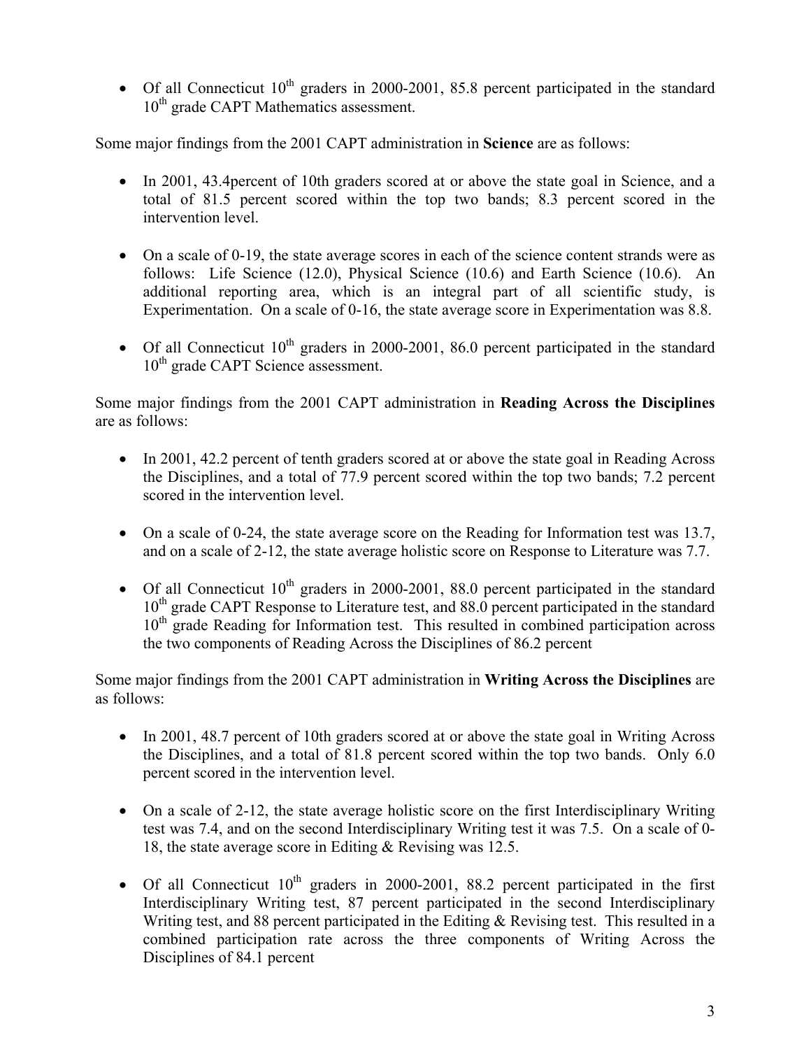- Of all Connecticut 10th graders in 2000-2001, 85.8 percent participated in the standard 10th grade CAPT Mathematics assessment.

Some major findings from the 2001 CAPT administration in **Science** are as follows:

- In 2001, 43.4percent of 10th graders scored at or above the state goal in Science, and a total of 81.5 percent scored within the top two bands; 8.3 percent scored in the intervention level.

- On a scale of 0-19, the state average scores in each of the science content strands were as follows: Life Science (12.0), Physical Science (10.6) and Earth Science (10.6). An additional reporting area, which is an integral part of all scientific study, is Experimentation. On a scale of 0-16, the state average score in Experimentation was 8.8.

- Of all Connecticut 10th graders in 2000-2001, 86.0 percent participated in the standard 10th grade CAPT Science assessment.

Some major findings from the 2001 CAPT administration in **Reading Across the Disciplines** are as follows:

- In 2001, 42.2 percent of tenth graders scored at or above the state goal in Reading Across the Disciplines, and a total of 77.9 percent scored within the top two bands; 7.2 percent scored in the intervention level.

- On a scale of 0-24, the state average score on the Reading for Information test was 13.7, and on a scale of 2-12, the state average holistic score on Response to Literature was 7.7.

- Of all Connecticut 10th graders in 2000-2001, 88.0 percent participated in the standard 10th grade CAPT Response to Literature test, and 88.0 percent participated in the standard 10th grade Reading for Information test. This resulted in combined participation across the two components of Reading Across the Disciplines of 86.2 percent

Some major findings from the 2001 CAPT administration in **Writing Across the Disciplines** are as follows:

- In 2001, 48.7 percent of 10th graders scored at or above the state goal in Writing Across the Disciplines, and a total of 81.8 percent scored within the top two bands. Only 6.0 percent scored in the intervention level.

- On a scale of 2-12, the state average holistic score on the first Interdisciplinary Writing test was 7.4, and on the second Interdisciplinary Writing test it was 7.5. On a scale of 0-18, the state average score in Editing & Revising was 12.5.

- Of all Connecticut 10th graders in 2000-2001, 88.2 percent participated in the first Interdisciplinary Writing test, 87 percent participated in the second Interdisciplinary Writing test, and 88 percent participated in the Editing & Revising test. This resulted in a combined participation rate across the three components of Writing Across the Disciplines of 84.1 percent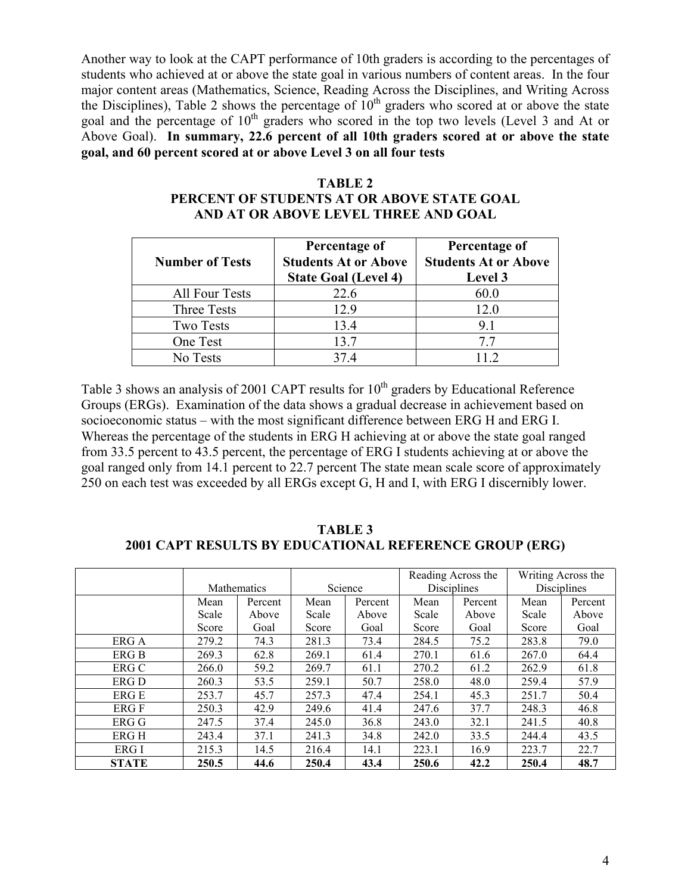Another way to look at the CAPT performance of 10th graders is according to the percentages of students who achieved at or above the state goal in various numbers of content areas. In the four major content areas (Mathematics, Science, Reading Across the Disciplines, and Writing Across the Disciplines), Table 2 shows the percentage of 10th graders who scored at or above the state goal and the percentage of 10th graders who scored in the top two levels (Level 3 and At or Above Goal). **In summary, 22.6 percent of all 10th graders scored at or above the state goal, and 60 percent scored at or above Level 3 on all four tests**

**TABLE 2**
**PERCENT OF STUDENTS AT OR ABOVE STATE GOAL AND AT OR ABOVE LEVEL THREE AND GOAL**

| Number of Tests | Percentage of Students At or Above State Goal (Level 4) | Percentage of Students At or Above Level 3 |
|---|---|---|
| All Four Tests | 22.6 | 60.0 |
| Three Tests | 12.9 | 12.0 |
| Two Tests | 13.4 | 9.1 |
| One Test | 13.7 | 7.7 |
| No Tests | 37.4 | 11.2 |

Table 3 shows an analysis of 2001 CAPT results for 10th graders by Educational Reference Groups (ERGs). Examination of the data shows a gradual decrease in achievement based on socioeconomic status – with the most significant difference between ERG H and ERG I. Whereas the percentage of the students in ERG H achieving at or above the state goal ranged from 33.5 percent to 43.5 percent, the percentage of ERG I students achieving at or above the goal ranged only from 14.1 percent to 22.7 percent The state mean scale score of approximately 250 on each test was exceeded by all ERGs except G, H and I, with ERG I discernibly lower.

**TABLE 3**
**2001 CAPT RESULTS BY EDUCATIONAL REFERENCE GROUP (ERG)**

| | Mathematics | | Science | | Reading Across the Disciplines | | Writing Across the Disciplines | |
|---|---|---|---|---|---|---|---|---|
| | Mean Scale Score | Percent Above Goal | Mean Scale Score | Percent Above Goal | Mean Scale Score | Percent Above Goal | Mean Scale Score | Percent Above Goal |
| ERG A | 279.2 | 74.3 | 281.3 | 73.4 | 284.5 | 75.2 | 283.8 | 79.0 |
| ERG B | 269.3 | 62.8 | 269.1 | 61.4 | 270.1 | 61.6 | 267.0 | 64.4 |
| ERG C | 266.0 | 59.2 | 269.7 | 61.1 | 270.2 | 61.2 | 262.9 | 61.8 |
| ERG D | 260.3 | 53.5 | 259.1 | 50.7 | 258.0 | 48.0 | 259.4 | 57.9 |
| ERG E | 253.7 | 45.7 | 257.3 | 47.4 | 254.1 | 45.3 | 251.7 | 50.4 |
| ERG F | 250.3 | 42.9 | 249.6 | 41.4 | 247.6 | 37.7 | 248.3 | 46.8 |
| ERG G | 247.5 | 37.4 | 245.0 | 36.8 | 243.0 | 32.1 | 241.5 | 40.8 |
| ERG H | 243.4 | 37.1 | 241.3 | 34.8 | 242.0 | 33.5 | 244.4 | 43.5 |
| ERG I | 215.3 | 14.5 | 216.4 | 14.1 | 223.1 | 16.9 | 223.7 | 22.7 |
| **STATE** | **250.5** | **44.6** | **250.4** | **43.4** | **250.6** | **42.2** | **250.4** | **48.7** |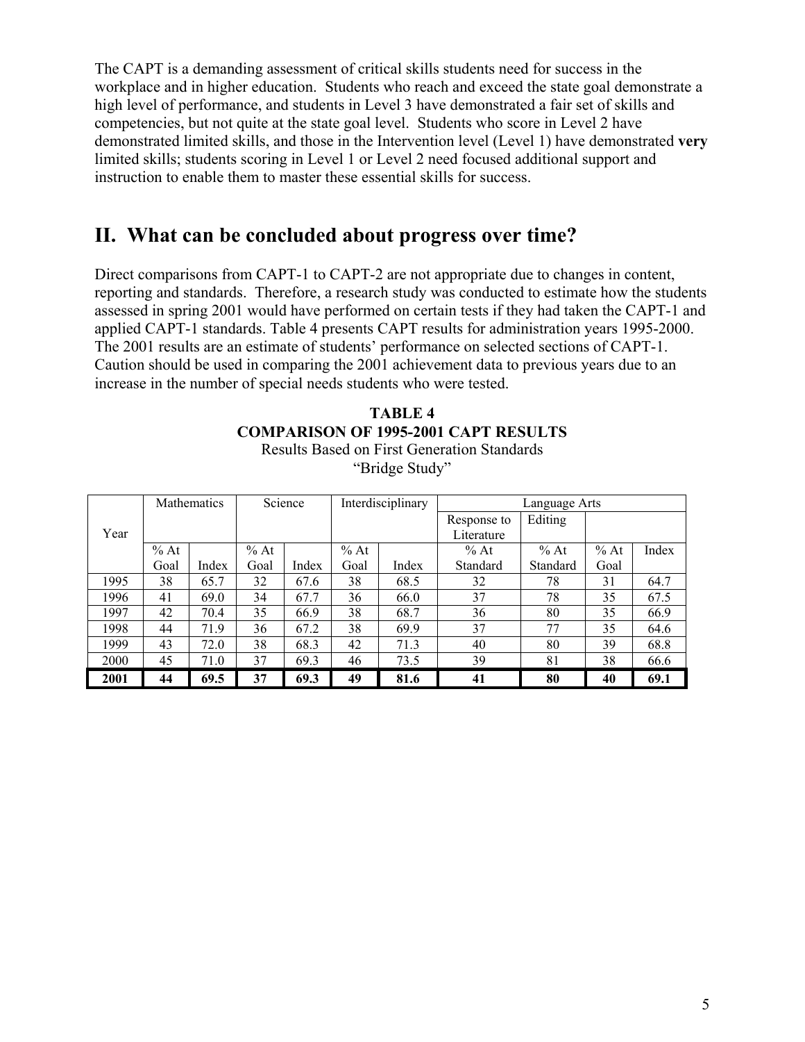The CAPT is a demanding assessment of critical skills students need for success in the workplace and in higher education. Students who reach and exceed the state goal demonstrate a high level of performance, and students in Level 3 have demonstrated a fair set of skills and competencies, but not quite at the state goal level. Students who score in Level 2 have demonstrated limited skills, and those in the Intervention level (Level 1) have demonstrated **very** limited skills; students scoring in Level 1 or Level 2 need focused additional support and instruction to enable them to master these essential skills for success.

## II. What can be concluded about progress over time?

Direct comparisons from CAPT-1 to CAPT-2 are not appropriate due to changes in content, reporting and standards. Therefore, a research study was conducted to estimate how the students assessed in spring 2001 would have performed on certain tests if they had taken the CAPT-1 and applied CAPT-1 standards. Table 4 presents CAPT results for administration years 1995-2000. The 2001 results are an estimate of students' performance on selected sections of CAPT-1. Caution should be used in comparing the 2001 achievement data to previous years due to an increase in the number of special needs students who were tested.

**TABLE 4**
**COMPARISON OF 1995-2001 CAPT RESULTS**
Results Based on First Generation Standards
"Bridge Study"

| Year | Mathematics | | Science | | Interdisciplinary | | Language Arts | | | |
|---|---|---|---|---|---|---|---|---|---|---|
| | | | | | | | Response to Literature | Editing | | |
| | % At Goal | Index | % At Goal | Index | % At Goal | Index | % At Standard | % At Standard | % At Goal | Index |
| 1995 | 38 | 65.7 | 32 | 67.6 | 38 | 68.5 | 32 | 78 | 31 | 64.7 |
| 1996 | 41 | 69.0 | 34 | 67.7 | 36 | 66.0 | 37 | 78 | 35 | 67.5 |
| 1997 | 42 | 70.4 | 35 | 66.9 | 38 | 68.7 | 36 | 80 | 35 | 66.9 |
| 1998 | 44 | 71.9 | 36 | 67.2 | 38 | 69.9 | 37 | 77 | 35 | 64.6 |
| 1999 | 43 | 72.0 | 38 | 68.3 | 42 | 71.3 | 40 | 80 | 39 | 68.8 |
| 2000 | 45 | 71.0 | 37 | 69.3 | 46 | 73.5 | 39 | 81 | 38 | 66.6 |
| **2001** | **44** | **69.5** | **37** | **69.3** | **49** | **81.6** | **41** | **80** | **40** | **69.1** |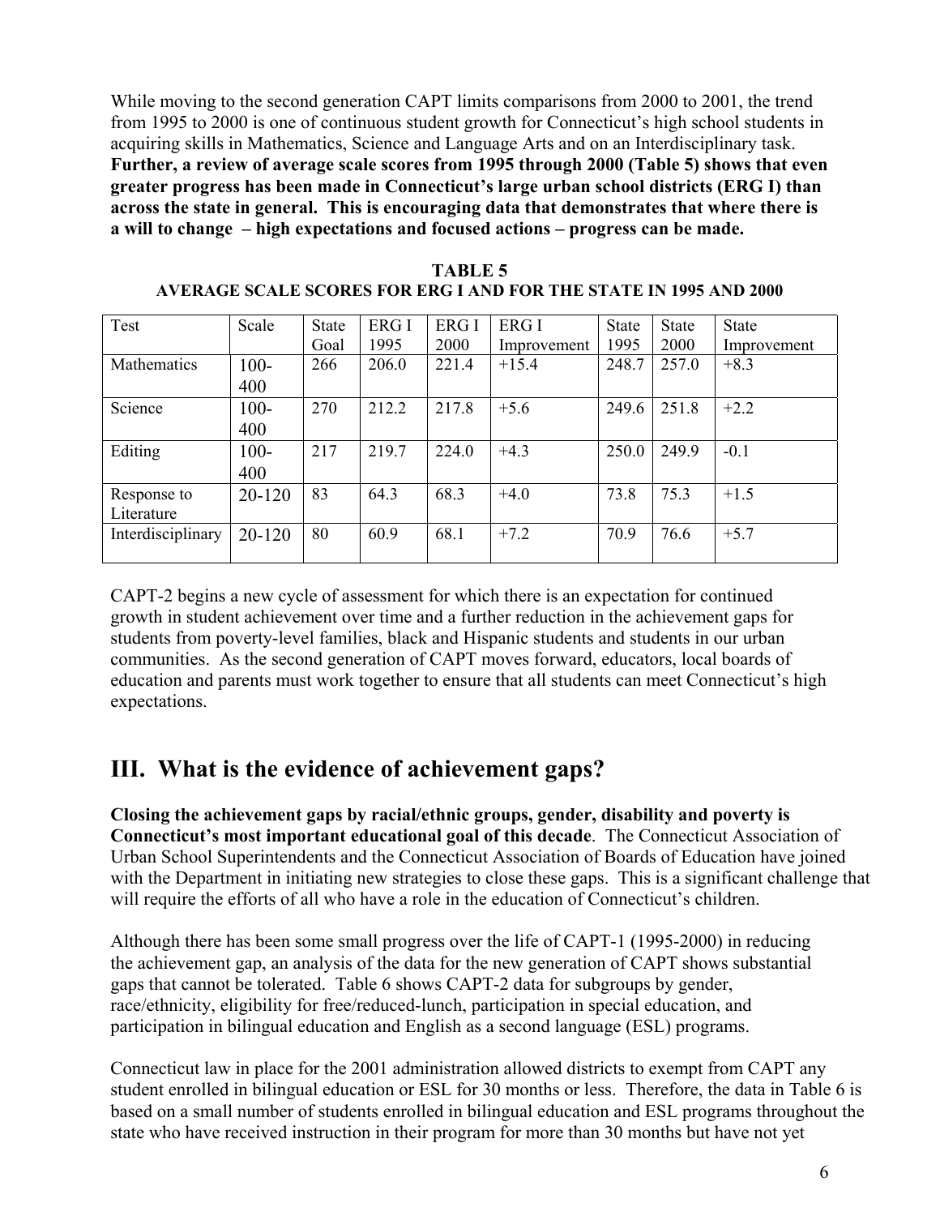While moving to the second generation CAPT limits comparisons from 2000 to 2001, the trend from 1995 to 2000 is one of continuous student growth for Connecticut's high school students in acquiring skills in Mathematics, Science and Language Arts and on an Interdisciplinary task. **Further, a review of average scale scores from 1995 through 2000 (Table 5) shows that even greater progress has been made in Connecticut's large urban school districts (ERG I) than across the state in general. This is encouraging data that demonstrates that where there is a will to change – high expectations and focused actions – progress can be made.**

**TABLE 5**
**AVERAGE SCALE SCORES FOR ERG I AND FOR THE STATE IN 1995 AND 2000**

| Test | Scale | State Goal | ERG I 1995 | ERG I 2000 | ERG I Improvement | State 1995 | State 2000 | State Improvement |
|---|---|---|---|---|---|---|---|---|
| Mathematics | 100-400 | 266 | 206.0 | 221.4 | +15.4 | 248.7 | 257.0 | +8.3 |
| Science | 100-400 | 270 | 212.2 | 217.8 | +5.6 | 249.6 | 251.8 | +2.2 |
| Editing | 100-400 | 217 | 219.7 | 224.0 | +4.3 | 250.0 | 249.9 | -0.1 |
| Response to Literature | 20-120 | 83 | 64.3 | 68.3 | +4.0 | 73.8 | 75.3 | +1.5 |
| Interdisciplinary | 20-120 | 80 | 60.9 | 68.1 | +7.2 | 70.9 | 76.6 | +5.7 |

CAPT-2 begins a new cycle of assessment for which there is an expectation for continued growth in student achievement over time and a further reduction in the achievement gaps for students from poverty-level families, black and Hispanic students and students in our urban communities. As the second generation of CAPT moves forward, educators, local boards of education and parents must work together to ensure that all students can meet Connecticut's high expectations.

## III. What is the evidence of achievement gaps?

**Closing the achievement gaps by racial/ethnic groups, gender, disability and poverty is Connecticut's most important educational goal of this decade**. The Connecticut Association of Urban School Superintendents and the Connecticut Association of Boards of Education have joined with the Department in initiating new strategies to close these gaps. This is a significant challenge that will require the efforts of all who have a role in the education of Connecticut's children.

Although there has been some small progress over the life of CAPT-1 (1995-2000) in reducing the achievement gap, an analysis of the data for the new generation of CAPT shows substantial gaps that cannot be tolerated. Table 6 shows CAPT-2 data for subgroups by gender, race/ethnicity, eligibility for free/reduced-lunch, participation in special education, and participation in bilingual education and English as a second language (ESL) programs.

Connecticut law in place for the 2001 administration allowed districts to exempt from CAPT any student enrolled in bilingual education or ESL for 30 months or less. Therefore, the data in Table 6 is based on a small number of students enrolled in bilingual education and ESL programs throughout the state who have received instruction in their program for more than 30 months but have not yet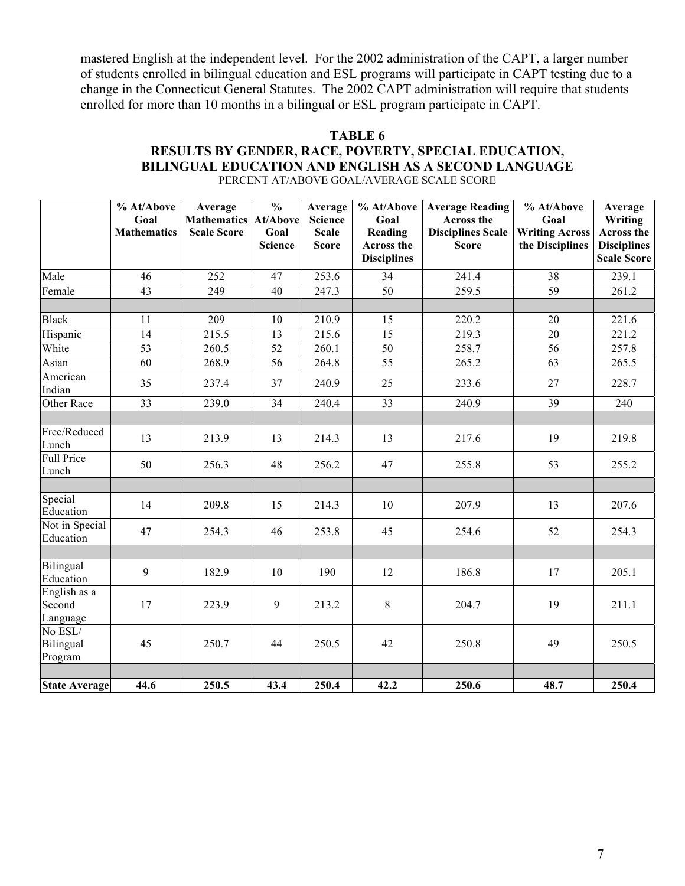mastered English at the independent level. For the 2002 administration of the CAPT, a larger number of students enrolled in bilingual education and ESL programs will participate in CAPT testing due to a change in the Connecticut General Statutes. The 2002 CAPT administration will require that students enrolled for more than 10 months in a bilingual or ESL program participate in CAPT.

## TABLE 6
## RESULTS BY GENDER, RACE, POVERTY, SPECIAL EDUCATION, BILINGUAL EDUCATION AND ENGLISH AS A SECOND LANGUAGE

PERCENT AT/ABOVE GOAL/AVERAGE SCALE SCORE

| | % At/Above Goal Mathematics | Average Mathematics Scale Score | % At/Above Goal Science | Average Science Scale Score | % At/Above Goal Reading Across the Disciplines | Average Reading Across the Disciplines Scale Score | % At/Above Goal Writing Across the Disciplines | Average Writing Across the Disciplines Scale Score |
|---|---|---|---|---|---|---|---|---|
| Male | 46 | 252 | 47 | 253.6 | 34 | 241.4 | 38 | 239.1 |
| Female | 43 | 249 | 40 | 247.3 | 50 | 259.5 | 59 | 261.2 |
| | | | | | | | | |
| Black | 11 | 209 | 10 | 210.9 | 15 | 220.2 | 20 | 221.6 |
| Hispanic | 14 | 215.5 | 13 | 215.6 | 15 | 219.3 | 20 | 221.2 |
| White | 53 | 260.5 | 52 | 260.1 | 50 | 258.7 | 56 | 257.8 |
| Asian | 60 | 268.9 | 56 | 264.8 | 55 | 265.2 | 63 | 265.5 |
| American Indian | 35 | 237.4 | 37 | 240.9 | 25 | 233.6 | 27 | 228.7 |
| Other Race | 33 | 239.0 | 34 | 240.4 | 33 | 240.9 | 39 | 240 |
| | | | | | | | | |
| Free/Reduced Lunch | 13 | 213.9 | 13 | 214.3 | 13 | 217.6 | 19 | 219.8 |
| Full Price Lunch | 50 | 256.3 | 48 | 256.2 | 47 | 255.8 | 53 | 255.2 |
| | | | | | | | | |
| Special Education | 14 | 209.8 | 15 | 214.3 | 10 | 207.9 | 13 | 207.6 |
| Not in Special Education | 47 | 254.3 | 46 | 253.8 | 45 | 254.6 | 52 | 254.3 |
| | | | | | | | | |
| Bilingual Education | 9 | 182.9 | 10 | 190 | 12 | 186.8 | 17 | 205.1 |
| English as a Second Language | 17 | 223.9 | 9 | 213.2 | 8 | 204.7 | 19 | 211.1 |
| No ESL/ Bilingual Program | 45 | 250.7 | 44 | 250.5 | 42 | 250.8 | 49 | 250.5 |
| | | | | | | | | |
| **State Average** | **44.6** | **250.5** | **43.4** | **250.4** | **42.2** | **250.6** | **48.7** | **250.4** |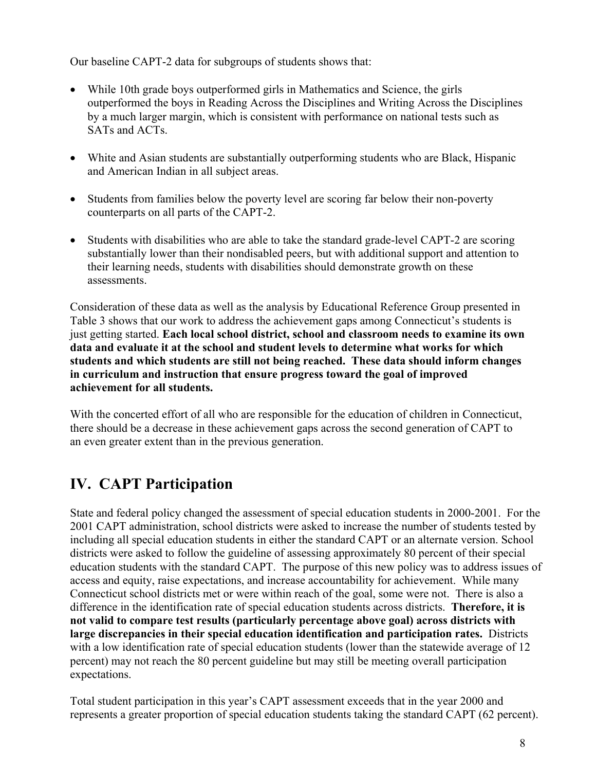Our baseline CAPT-2 data for subgroups of students shows that:

- While 10th grade boys outperformed girls in Mathematics and Science, the girls outperformed the boys in Reading Across the Disciplines and Writing Across the Disciplines by a much larger margin, which is consistent with performance on national tests such as SATs and ACTs.
- White and Asian students are substantially outperforming students who are Black, Hispanic and American Indian in all subject areas.
- Students from families below the poverty level are scoring far below their non-poverty counterparts on all parts of the CAPT-2.
- Students with disabilities who are able to take the standard grade-level CAPT-2 are scoring substantially lower than their nondisabled peers, but with additional support and attention to their learning needs, students with disabilities should demonstrate growth on these assessments.

Consideration of these data as well as the analysis by Educational Reference Group presented in Table 3 shows that our work to address the achievement gaps among Connecticut's students is just getting started. **Each local school district, school and classroom needs to examine its own data and evaluate it at the school and student levels to determine what works for which students and which students are still not being reached. These data should inform changes in curriculum and instruction that ensure progress toward the goal of improved achievement for all students.**

With the concerted effort of all who are responsible for the education of children in Connecticut, there should be a decrease in these achievement gaps across the second generation of CAPT to an even greater extent than in the previous generation.

## IV. CAPT Participation

State and federal policy changed the assessment of special education students in 2000-2001. For the 2001 CAPT administration, school districts were asked to increase the number of students tested by including all special education students in either the standard CAPT or an alternate version. School districts were asked to follow the guideline of assessing approximately 80 percent of their special education students with the standard CAPT. The purpose of this new policy was to address issues of access and equity, raise expectations, and increase accountability for achievement. While many Connecticut school districts met or were within reach of the goal, some were not. There is also a difference in the identification rate of special education students across districts. **Therefore, it is not valid to compare test results (particularly percentage above goal) across districts with large discrepancies in their special education identification and participation rates.** Districts with a low identification rate of special education students (lower than the statewide average of 12 percent) may not reach the 80 percent guideline but may still be meeting overall participation expectations.

Total student participation in this year's CAPT assessment exceeds that in the year 2000 and represents a greater proportion of special education students taking the standard CAPT (62 percent).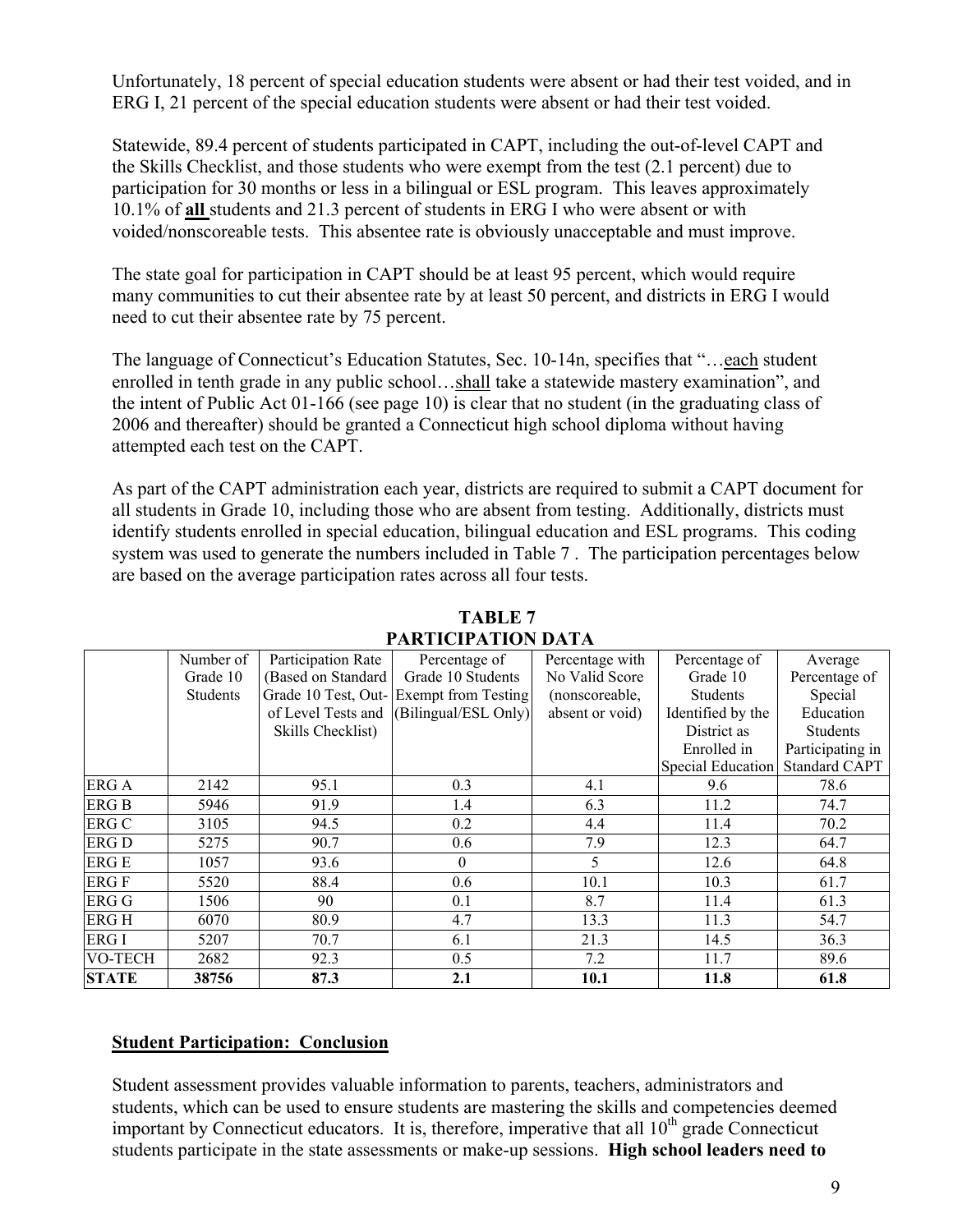Unfortunately, 18 percent of special education students were absent or had their test voided, and in ERG I, 21 percent of the special education students were absent or had their test voided.

Statewide, 89.4 percent of students participated in CAPT, including the out-of-level CAPT and the Skills Checklist, and those students who were exempt from the test (2.1 percent) due to participation for 30 months or less in a bilingual or ESL program. This leaves approximately 10.1% of **all** students and 21.3 percent of students in ERG I who were absent or with voided/nonscoreable tests. This absentee rate is obviously unacceptable and must improve.

The state goal for participation in CAPT should be at least 95 percent, which would require many communities to cut their absentee rate by at least 50 percent, and districts in ERG I would need to cut their absentee rate by 75 percent.

The language of Connecticut's Education Statutes, Sec. 10-14n, specifies that "…each student enrolled in tenth grade in any public school…shall take a statewide mastery examination", and the intent of Public Act 01-166 (see page 10) is clear that no student (in the graduating class of 2006 and thereafter) should be granted a Connecticut high school diploma without having attempted each test on the CAPT.

As part of the CAPT administration each year, districts are required to submit a CAPT document for all students in Grade 10, including those who are absent from testing. Additionally, districts must identify students enrolled in special education, bilingual education and ESL programs. This coding system was used to generate the numbers included in Table 7 . The participation percentages below are based on the average participation rates across all four tests.

**TABLE 7**
**PARTICIPATION DATA**

| | Number of Grade 10 Students | Participation Rate (Based on Standard Grade 10 Test, Out-of Level Tests and Skills Checklist) | Percentage of Grade 10 Students Exempt from Testing (Bilingual/ESL Only) | Percentage with No Valid Score (nonscoreable, absent or void) | Percentage of Grade 10 Students Identified by the District as Enrolled in Special Education | Average Percentage of Special Education Students Participating in Standard CAPT |
|---|---|---|---|---|---|---|
| ERG A | 2142 | 95.1 | 0.3 | 4.1 | 9.6 | 78.6 |
| ERG B | 5946 | 91.9 | 1.4 | 6.3 | 11.2 | 74.7 |
| ERG C | 3105 | 94.5 | 0.2 | 4.4 | 11.4 | 70.2 |
| ERG D | 5275 | 90.7 | 0.6 | 7.9 | 12.3 | 64.7 |
| ERG E | 1057 | 93.6 | 0 | 5 | 12.6 | 64.8 |
| ERG F | 5520 | 88.4 | 0.6 | 10.1 | 10.3 | 61.7 |
| ERG G | 1506 | 90 | 0.1 | 8.7 | 11.4 | 61.3 |
| ERG H | 6070 | 80.9 | 4.7 | 13.3 | 11.3 | 54.7 |
| ERG I | 5207 | 70.7 | 6.1 | 21.3 | 14.5 | 36.3 |
| VO-TECH | 2682 | 92.3 | 0.5 | 7.2 | 11.7 | 89.6 |
| **STATE** | **38756** | **87.3** | **2.1** | **10.1** | **11.8** | **61.8** |

## Student Participation: Conclusion

Student assessment provides valuable information to parents, teachers, administrators and students, which can be used to ensure students are mastering the skills and competencies deemed important by Connecticut educators. It is, therefore, imperative that all 10th grade Connecticut students participate in the state assessments or make-up sessions. **High school leaders need to**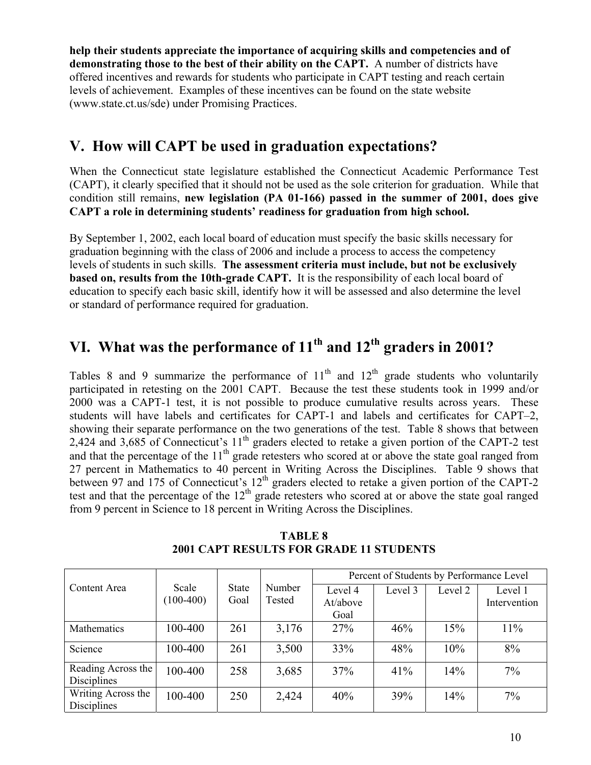**help their students appreciate the importance of acquiring skills and competencies and of demonstrating those to the best of their ability on the CAPT.** A number of districts have offered incentives and rewards for students who participate in CAPT testing and reach certain levels of achievement. Examples of these incentives can be found on the state website (www.state.ct.us/sde) under Promising Practices.

## V. How will CAPT be used in graduation expectations?

When the Connecticut state legislature established the Connecticut Academic Performance Test (CAPT), it clearly specified that it should not be used as the sole criterion for graduation. While that condition still remains, **new legislation (PA 01-166) passed in the summer of 2001, does give CAPT a role in determining students' readiness for graduation from high school.**

By September 1, 2002, each local board of education must specify the basic skills necessary for graduation beginning with the class of 2006 and include a process to access the competency levels of students in such skills. **The assessment criteria must include, but not be exclusively based on, results from the 10th-grade CAPT.** It is the responsibility of each local board of education to specify each basic skill, identify how it will be assessed and also determine the level or standard of performance required for graduation.

## VI. What was the performance of 11th and 12th graders in 2001?

Tables 8 and 9 summarize the performance of 11th and 12th grade students who voluntarily participated in retesting on the 2001 CAPT. Because the test these students took in 1999 and/or 2000 was a CAPT-1 test, it is not possible to produce cumulative results across years. These students will have labels and certificates for CAPT-1 and labels and certificates for CAPT–2, showing their separate performance on the two generations of the test. Table 8 shows that between 2,424 and 3,685 of Connecticut's 11th graders elected to retake a given portion of the CAPT-2 test and that the percentage of the 11th grade retesters who scored at or above the state goal ranged from 27 percent in Mathematics to 40 percent in Writing Across the Disciplines. Table 9 shows that between 97 and 175 of Connecticut's 12th graders elected to retake a given portion of the CAPT-2 test and that the percentage of the 12th grade retesters who scored at or above the state goal ranged from 9 percent in Science to 18 percent in Writing Across the Disciplines.

**TABLE 8**
**2001 CAPT RESULTS FOR GRADE 11 STUDENTS**

| Content Area | Scale (100-400) | State Goal | Number Tested | Percent of Students by Performance Level | | | |
|---|---|---|---|---|---|---|---|
| | | | | Level 4 At/above Goal | Level 3 | Level 2 | Level 1 Intervention |
| Mathematics | 100-400 | 261 | 3,176 | 27% | 46% | 15% | 11% |
| Science | 100-400 | 261 | 3,500 | 33% | 48% | 10% | 8% |
| Reading Across the Disciplines | 100-400 | 258 | 3,685 | 37% | 41% | 14% | 7% |
| Writing Across the Disciplines | 100-400 | 250 | 2,424 | 40% | 39% | 14% | 7% |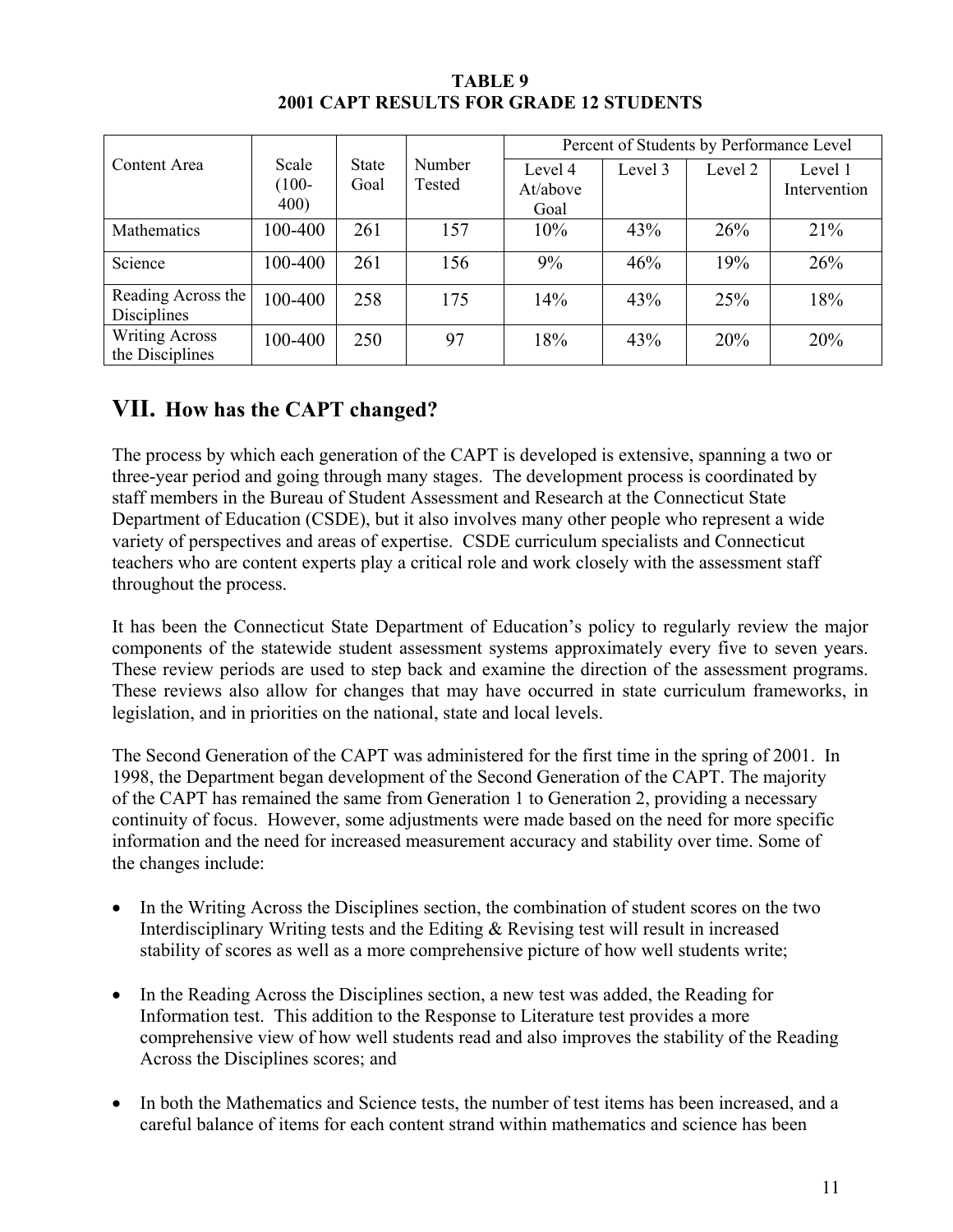**TABLE 9**
**2001 CAPT RESULTS FOR GRADE 12 STUDENTS**

| Content Area | Scale (100-400) | State Goal | Number Tested | Percent of Students by Performance Level | | | |
|---|---|---|---|---|---|---|---|
| | | | | Level 4 At/above Goal | Level 3 | Level 2 | Level 1 Intervention |
| Mathematics | 100-400 | 261 | 157 | 10% | 43% | 26% | 21% |
| Science | 100-400 | 261 | 156 | 9% | 46% | 19% | 26% |
| Reading Across the Disciplines | 100-400 | 258 | 175 | 14% | 43% | 25% | 18% |
| Writing Across the Disciplines | 100-400 | 250 | 97 | 18% | 43% | 20% | 20% |

## VII. How has the CAPT changed?

The process by which each generation of the CAPT is developed is extensive, spanning a two or three-year period and going through many stages. The development process is coordinated by staff members in the Bureau of Student Assessment and Research at the Connecticut State Department of Education (CSDE), but it also involves many other people who represent a wide variety of perspectives and areas of expertise. CSDE curriculum specialists and Connecticut teachers who are content experts play a critical role and work closely with the assessment staff throughout the process.

It has been the Connecticut State Department of Education's policy to regularly review the major components of the statewide student assessment systems approximately every five to seven years. These review periods are used to step back and examine the direction of the assessment programs. These reviews also allow for changes that may have occurred in state curriculum frameworks, in legislation, and in priorities on the national, state and local levels.

The Second Generation of the CAPT was administered for the first time in the spring of 2001. In 1998, the Department began development of the Second Generation of the CAPT. The majority of the CAPT has remained the same from Generation 1 to Generation 2, providing a necessary continuity of focus. However, some adjustments were made based on the need for more specific information and the need for increased measurement accuracy and stability over time. Some of the changes include:

- In the Writing Across the Disciplines section, the combination of student scores on the two Interdisciplinary Writing tests and the Editing & Revising test will result in increased stability of scores as well as a more comprehensive picture of how well students write;
- In the Reading Across the Disciplines section, a new test was added, the Reading for Information test. This addition to the Response to Literature test provides a more comprehensive view of how well students read and also improves the stability of the Reading Across the Disciplines scores; and
- In both the Mathematics and Science tests, the number of test items has been increased, and a careful balance of items for each content strand within mathematics and science has been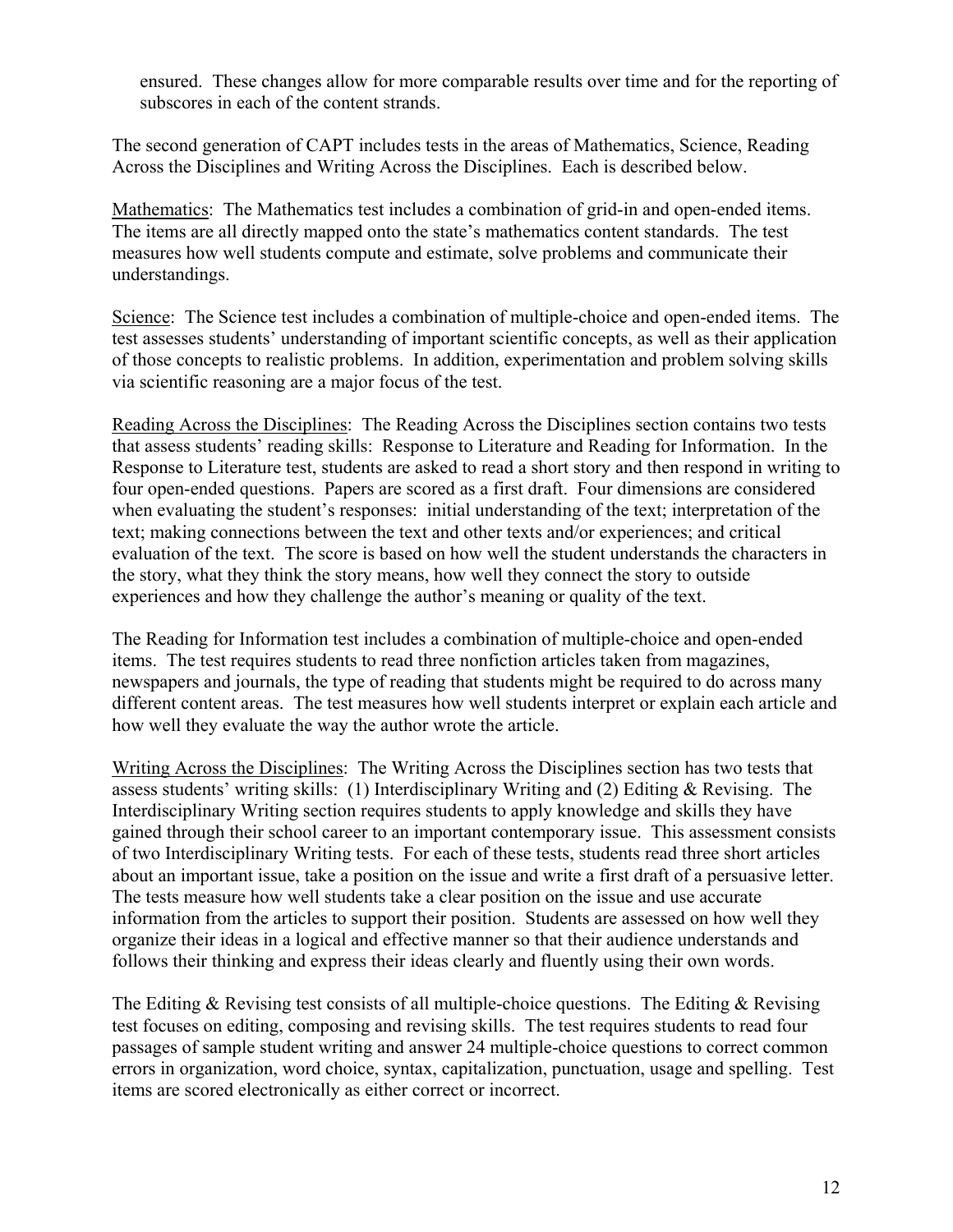ensured. These changes allow for more comparable results over time and for the reporting of subscores in each of the content strands.

The second generation of CAPT includes tests in the areas of Mathematics, Science, Reading Across the Disciplines and Writing Across the Disciplines. Each is described below.

<u>Mathematics</u>: The Mathematics test includes a combination of grid-in and open-ended items. The items are all directly mapped onto the state's mathematics content standards. The test measures how well students compute and estimate, solve problems and communicate their understandings.

<u>Science</u>: The Science test includes a combination of multiple-choice and open-ended items. The test assesses students' understanding of important scientific concepts, as well as their application of those concepts to realistic problems. In addition, experimentation and problem solving skills via scientific reasoning are a major focus of the test.

<u>Reading Across the Disciplines</u>: The Reading Across the Disciplines section contains two tests that assess students' reading skills: Response to Literature and Reading for Information. In the Response to Literature test, students are asked to read a short story and then respond in writing to four open-ended questions. Papers are scored as a first draft. Four dimensions are considered when evaluating the student's responses: initial understanding of the text; interpretation of the text; making connections between the text and other texts and/or experiences; and critical evaluation of the text. The score is based on how well the student understands the characters in the story, what they think the story means, how well they connect the story to outside experiences and how they challenge the author's meaning or quality of the text.

The Reading for Information test includes a combination of multiple-choice and open-ended items. The test requires students to read three nonfiction articles taken from magazines, newspapers and journals, the type of reading that students might be required to do across many different content areas. The test measures how well students interpret or explain each article and how well they evaluate the way the author wrote the article.

<u>Writing Across the Disciplines</u>: The Writing Across the Disciplines section has two tests that assess students' writing skills: (1) Interdisciplinary Writing and (2) Editing & Revising. The Interdisciplinary Writing section requires students to apply knowledge and skills they have gained through their school career to an important contemporary issue. This assessment consists of two Interdisciplinary Writing tests. For each of these tests, students read three short articles about an important issue, take a position on the issue and write a first draft of a persuasive letter. The tests measure how well students take a clear position on the issue and use accurate information from the articles to support their position. Students are assessed on how well they organize their ideas in a logical and effective manner so that their audience understands and follows their thinking and express their ideas clearly and fluently using their own words.

The Editing & Revising test consists of all multiple-choice questions. The Editing & Revising test focuses on editing, composing and revising skills. The test requires students to read four passages of sample student writing and answer 24 multiple-choice questions to correct common errors in organization, word choice, syntax, capitalization, punctuation, usage and spelling. Test items are scored electronically as either correct or incorrect.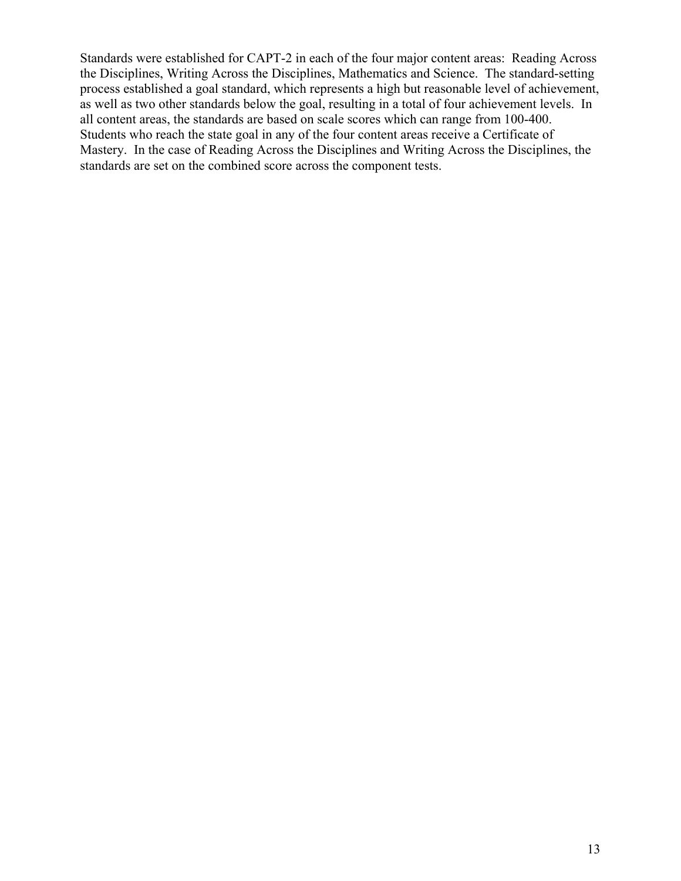Standards were established for CAPT-2 in each of the four major content areas: Reading Across the Disciplines, Writing Across the Disciplines, Mathematics and Science. The standard-setting process established a goal standard, which represents a high but reasonable level of achievement, as well as two other standards below the goal, resulting in a total of four achievement levels. In all content areas, the standards are based on scale scores which can range from 100-400. Students who reach the state goal in any of the four content areas receive a Certificate of Mastery. In the case of Reading Across the Disciplines and Writing Across the Disciplines, the standards are set on the combined score across the component tests.